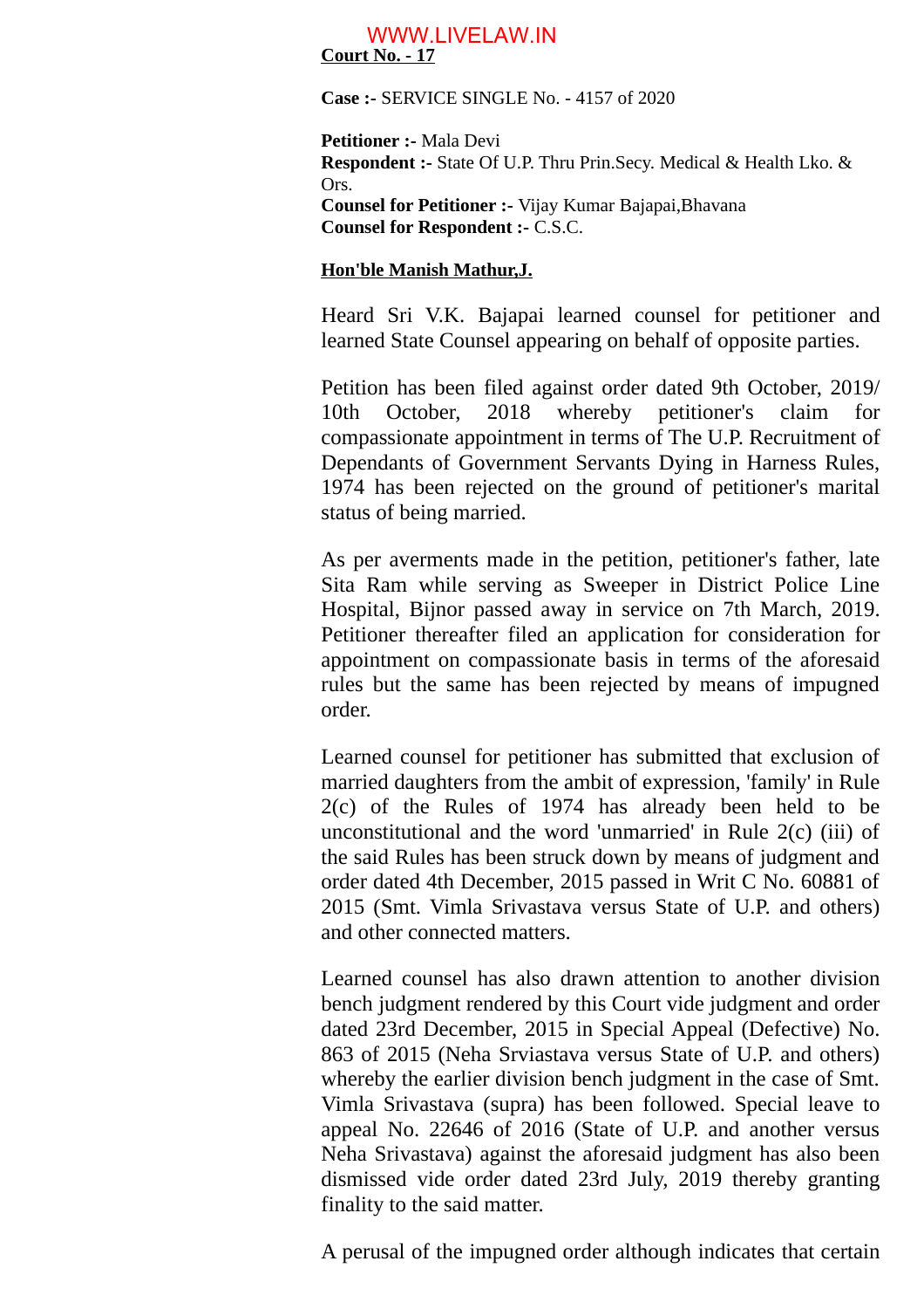**Court No. - 17**

**Case :-** SERVICE SINGLE No. - 4157 of 2020

**Petitioner :-** Mala Devi
**Respondent :-** State Of U.P. Thru Prin.Secy. Medical & Health Lko. & Ors.
**Counsel for Petitioner :-** Vijay Kumar Bajapai,Bhavana
**Counsel for Respondent :-** C.S.C.

**Hon'ble Manish Mathur,J.**

Heard Sri V.K. Bajapai learned counsel for petitioner and learned State Counsel appearing on behalf of opposite parties.

Petition has been filed against order dated 9th October, 2019/ 10th October, 2018 whereby petitioner's claim for compassionate appointment in terms of The U.P. Recruitment of Dependants of Government Servants Dying in Harness Rules, 1974 has been rejected on the ground of petitioner's marital status of being married.

As per averments made in the petition, petitioner's father, late Sita Ram while serving as Sweeper in District Police Line Hospital, Bijnor passed away in service on 7th March, 2019. Petitioner thereafter filed an application for consideration for appointment on compassionate basis in terms of the aforesaid rules but the same has been rejected by means of impugned order.

Learned counsel for petitioner has submitted that exclusion of married daughters from the ambit of expression, 'family' in Rule 2(c) of the Rules of 1974 has already been held to be unconstitutional and the word 'unmarried' in Rule 2(c) (iii) of the said Rules has been struck down by means of judgment and order dated 4th December, 2015 passed in Writ C No. 60881 of 2015 (Smt. Vimla Srivastava versus State of U.P. and others) and other connected matters.

Learned counsel has also drawn attention to another division bench judgment rendered by this Court vide judgment and order dated 23rd December, 2015 in Special Appeal (Defective) No. 863 of 2015 (Neha Srviastava versus State of U.P. and others) whereby the earlier division bench judgment in the case of Smt. Vimla Srivastava (supra) has been followed. Special leave to appeal No. 22646 of 2016 (State of U.P. and another versus Neha Srivastava) against the aforesaid judgment has also been dismissed vide order dated 23rd July, 2019 thereby granting finality to the said matter.

A perusal of the impugned order although indicates that certain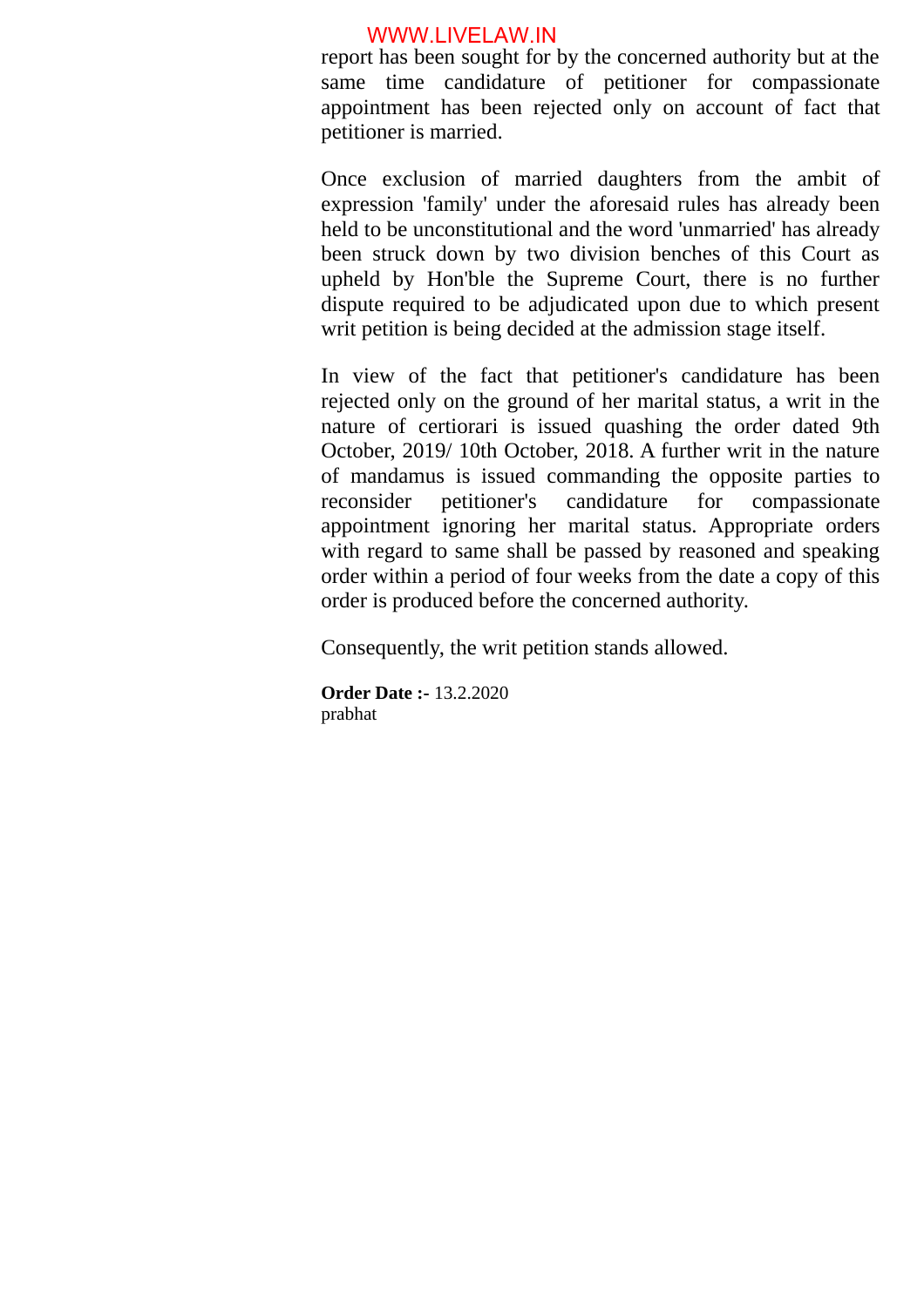report has been sought for by the concerned authority but at the same time candidature of petitioner for compassionate appointment has been rejected only on account of fact that petitioner is married.

Once exclusion of married daughters from the ambit of expression 'family' under the aforesaid rules has already been held to be unconstitutional and the word 'unmarried' has already been struck down by two division benches of this Court as upheld by Hon'ble the Supreme Court, there is no further dispute required to be adjudicated upon due to which present writ petition is being decided at the admission stage itself.

In view of the fact that petitioner's candidature has been rejected only on the ground of her marital status, a writ in the nature of certiorari is issued quashing the order dated 9th October, 2019/ 10th October, 2018. A further writ in the nature of mandamus is issued commanding the opposite parties to reconsider petitioner's candidature for compassionate appointment ignoring her marital status. Appropriate orders with regard to same shall be passed by reasoned and speaking order within a period of four weeks from the date a copy of this order is produced before the concerned authority.

Consequently, the writ petition stands allowed.

**Order Date :-** 13.2.2020
prabhat